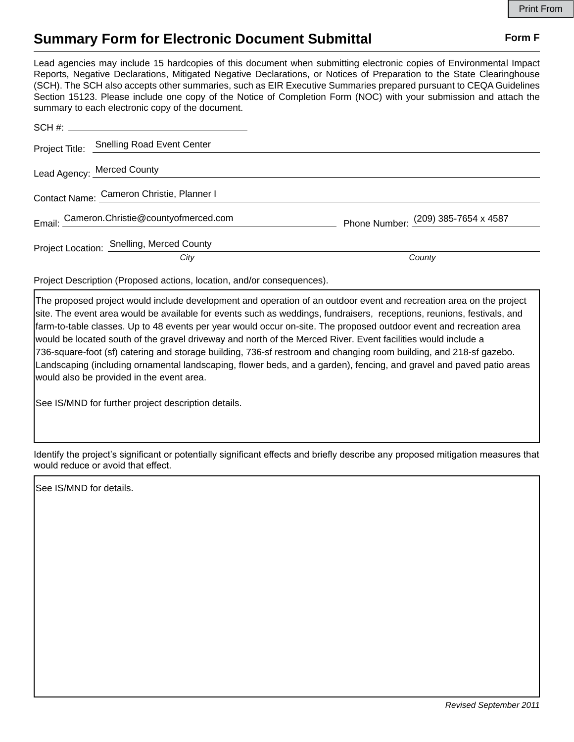Print From

# Summary Form for Electronic Document Submittal

**Form F**

Lead agencies may include 15 hardcopies of this document when submitting electronic copies of Environmental Impact Reports, Negative Declarations, Mitigated Negative Declarations, or Notices of Preparation to the State Clearinghouse (SCH). The SCH also accepts other summaries, such as EIR Executive Summaries prepared pursuant to CEQA Guidelines Section 15123. Please include one copy of the Notice of Completion Form (NOC) with your submission and attach the summary to each electronic copy of the document.

SCH #: 

Project Title: Snelling Road Event Center

Lead Agency: Merced County

Contact Name: Cameron Christie, Planner I

Email: Cameron.Christie@countyofmerced.com    Phone Number: (209) 385-7654 x 4587

Project Location: Snelling, Merced County
*City* *County*

Project Description (Proposed actions, location, and/or consequences).

The proposed project would include development and operation of an outdoor event and recreation area on the project site. The event area would be available for events such as weddings, fundraisers, receptions, reunions, festivals, and farm-to-table classes. Up to 48 events per year would occur on-site. The proposed outdoor event and recreation area would be located south of the gravel driveway and north of the Merced River. Event facilities would include a 736-square-foot (sf) catering and storage building, 736-sf restroom and changing room building, and 218-sf gazebo. Landscaping (including ornamental landscaping, flower beds, and a garden), fencing, and gravel and paved patio areas would also be provided in the event area.

See IS/MND for further project description details.

Identify the project's significant or potentially significant effects and briefly describe any proposed mitigation measures that would reduce or avoid that effect.

See IS/MND for details.

*Revised September 2011*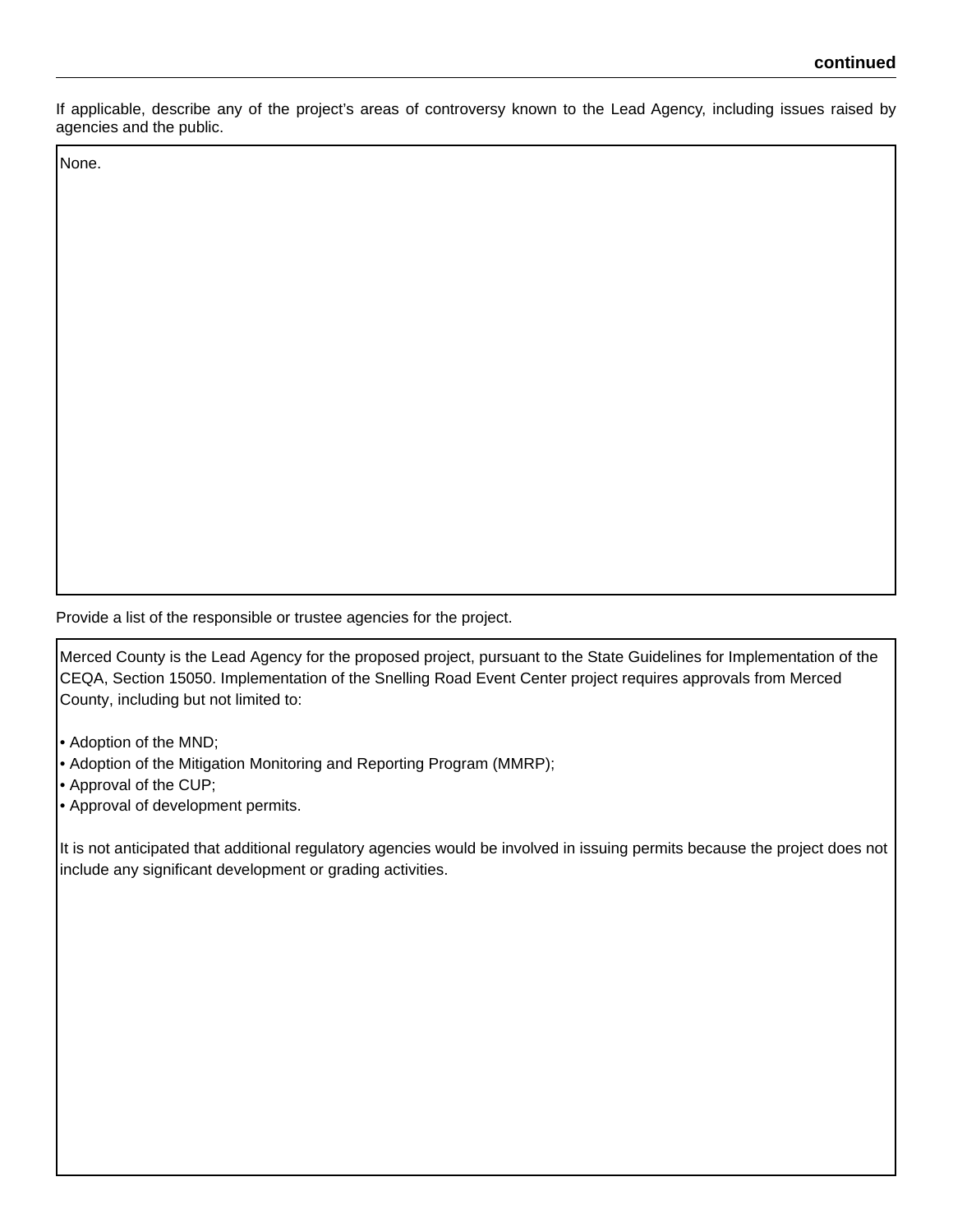**continued**

If applicable, describe any of the project's areas of controversy known to the Lead Agency, including issues raised by agencies and the public.

None.

Provide a list of the responsible or trustee agencies for the project.

Merced County is the Lead Agency for the proposed project, pursuant to the State Guidelines for Implementation of the CEQA, Section 15050. Implementation of the Snelling Road Event Center project requires approvals from Merced County, including but not limited to:

- Adoption of the MND;
- Adoption of the Mitigation Monitoring and Reporting Program (MMRP);
- Approval of the CUP;
- Approval of development permits.

It is not anticipated that additional regulatory agencies would be involved in issuing permits because the project does not include any significant development or grading activities.